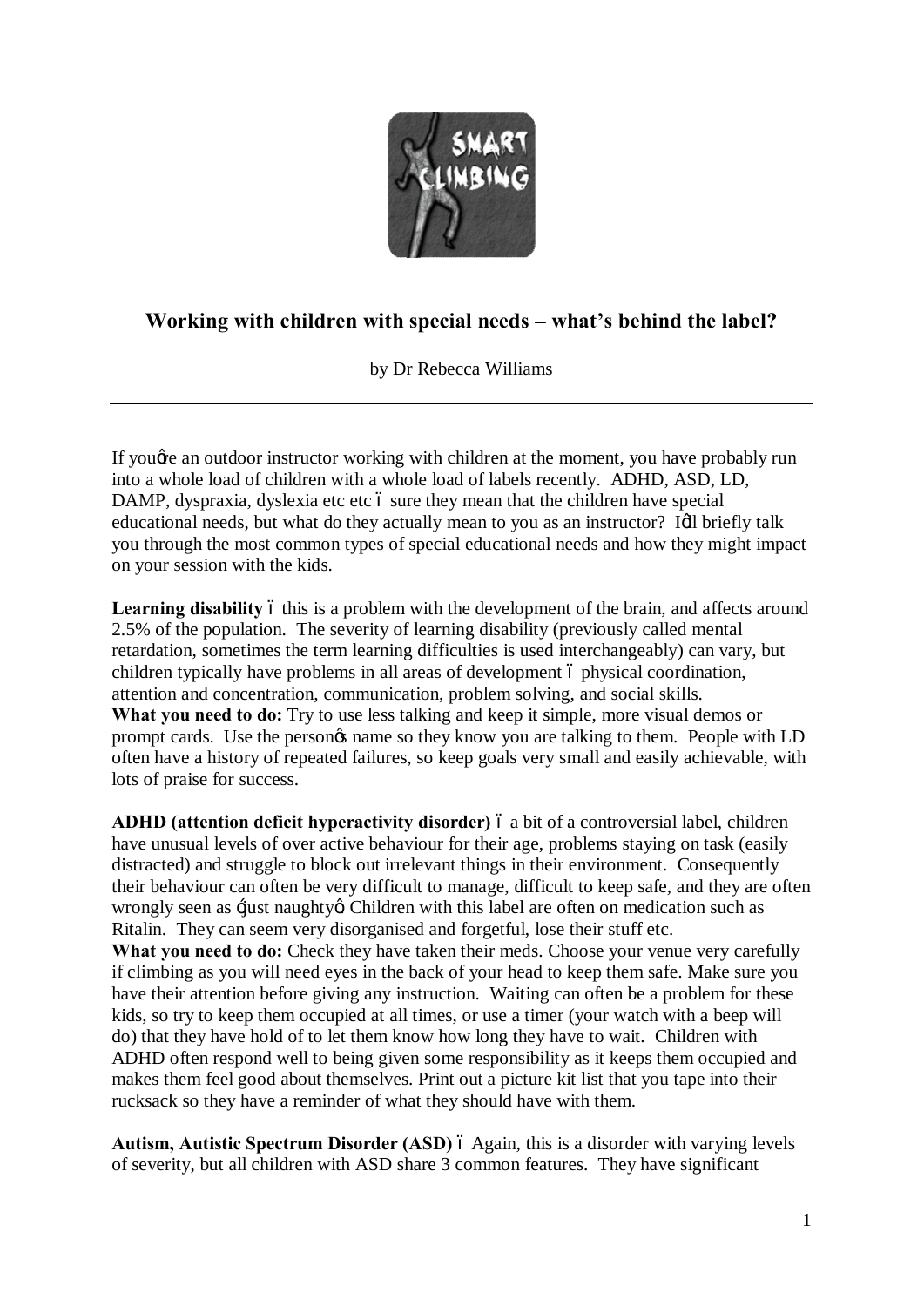# Working with children with special needs – what's behind the label?

by Dr Rebecca Williams

---

If you're an outdoor instructor working with children at the moment, you have probably run into a whole load of children with a whole load of labels recently. ADHD, ASD, LD, DAMP, dyspraxia, dyslexia etc etc – sure they mean that the children have special educational needs, but what do they actually mean to you as an instructor? I'll briefly talk you through the most common types of special educational needs and how they might impact on your session with the kids.

**Learning disability** – this is a problem with the development of the brain, and affects around 2.5% of the population. The severity of learning disability (previously called mental retardation, sometimes the term learning difficulties is used interchangeably) can vary, but children typically have problems in all areas of development – physical coordination, attention and concentration, communication, problem solving, and social skills.
**What you need to do:** Try to use less talking and keep it simple, more visual demos or prompt cards. Use the person's name so they know you are talking to them. People with LD often have a history of repeated failures, so keep goals very small and easily achievable, with lots of praise for success.

**ADHD (attention deficit hyperactivity disorder)** – a bit of a controversial label, children have unusual levels of over active behaviour for their age, problems staying on task (easily distracted) and struggle to block out irrelevant things in their environment. Consequently their behaviour can often be very difficult to manage, difficult to keep safe, and they are often wrongly seen as 'just naughty'. Children with this label are often on medication such as Ritalin. They can seem very disorganised and forgetful, lose their stuff etc.
**What you need to do:** Check they have taken their meds. Choose your venue very carefully if climbing as you will need eyes in the back of your head to keep them safe. Make sure you have their attention before giving any instruction. Waiting can often be a problem for these kids, so try to keep them occupied at all times, or use a timer (your watch with a beep will do) that they have hold of to let them know how long they have to wait. Children with ADHD often respond well to being given some responsibility as it keeps them occupied and makes them feel good about themselves. Print out a picture kit list that you tape into their rucksack so they have a reminder of what they should have with them.

**Autism, Autistic Spectrum Disorder (ASD)** – Again, this is a disorder with varying levels of severity, but all children with ASD share 3 common features. They have significant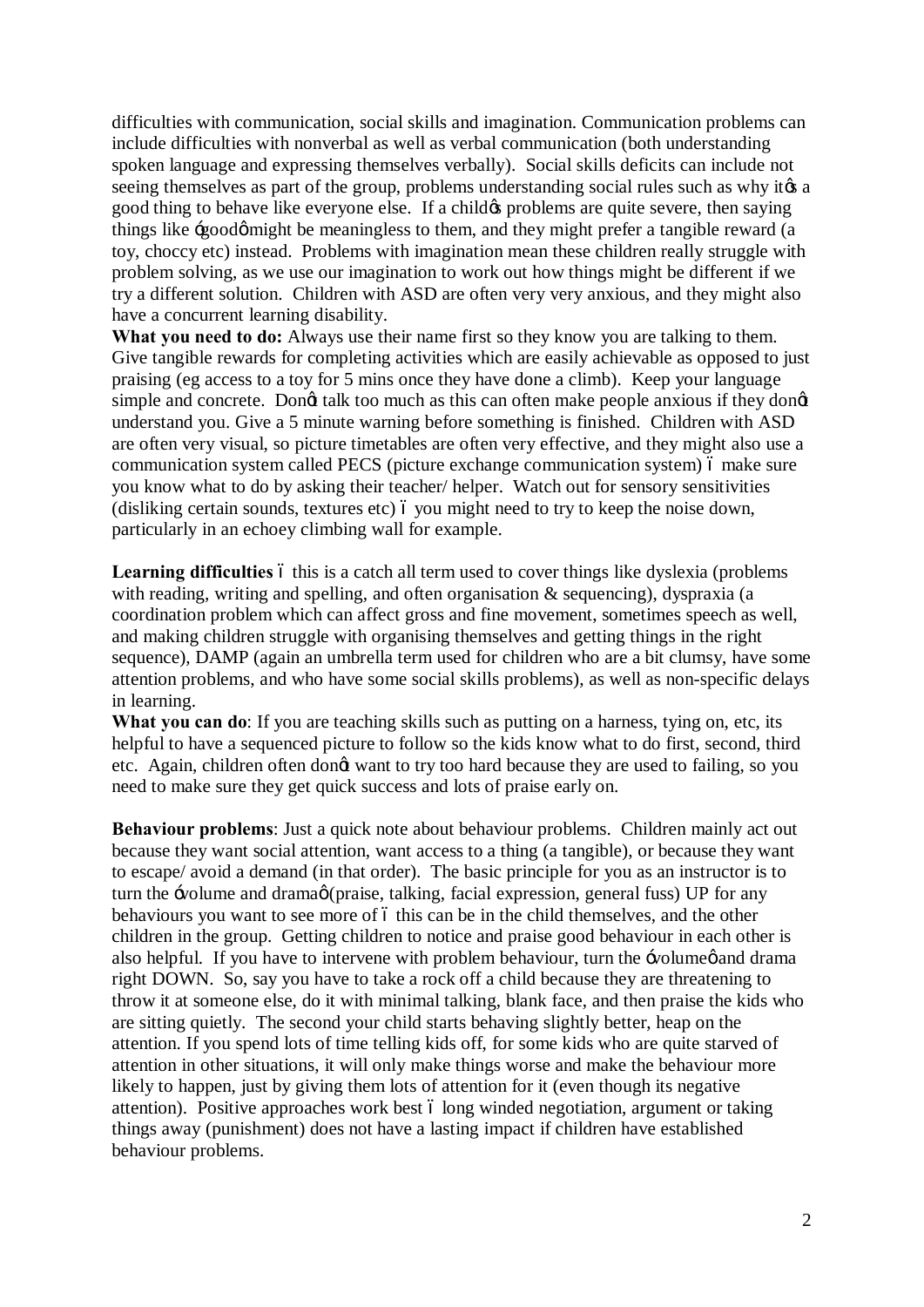difficulties with communication, social skills and imagination. Communication problems can include difficulties with nonverbal as well as verbal communication (both understanding spoken language and expressing themselves verbally). Social skills deficits can include not seeing themselves as part of the group, problems understanding social rules such as why it's a good thing to behave like everyone else. If a child's problems are quite severe, then saying things like 'good' might be meaningless to them, and they might prefer a tangible reward (a toy, choccy etc) instead. Problems with imagination mean these children really struggle with problem solving, as we use our imagination to work out how things might be different if we try a different solution. Children with ASD are often very very anxious, and they might also have a concurrent learning disability.

**What you need to do:** Always use their name first so they know you are talking to them. Give tangible rewards for completing activities which are easily achievable as opposed to just praising (eg access to a toy for 5 mins once they have done a climb). Keep your language simple and concrete. Don't talk too much as this can often make people anxious if they don't understand you. Give a 5 minute warning before something is finished. Children with ASD are often very visual, so picture timetables are often very effective, and they might also use a communication system called PECS (picture exchange communication system) – make sure you know what to do by asking their teacher/ helper. Watch out for sensory sensitivities (disliking certain sounds, textures etc) – you might need to try to keep the noise down, particularly in an echoey climbing wall for example.

**Learning difficulties** – this is a catch all term used to cover things like dyslexia (problems with reading, writing and spelling, and often organisation & sequencing), dyspraxia (a coordination problem which can affect gross and fine movement, sometimes speech as well, and making children struggle with organising themselves and getting things in the right sequence), DAMP (again an umbrella term used for children who are a bit clumsy, have some attention problems, and who have some social skills problems), as well as non-specific delays in learning.

**What you can do**: If you are teaching skills such as putting on a harness, tying on, etc, its helpful to have a sequenced picture to follow so the kids know what to do first, second, third etc. Again, children often don't want to try too hard because they are used to failing, so you need to make sure they get quick success and lots of praise early on.

**Behaviour problems**: Just a quick note about behaviour problems. Children mainly act out because they want social attention, want access to a thing (a tangible), or because they want to escape/ avoid a demand (in that order). The basic principle for you as an instructor is to turn the 'volume and drama' (praise, talking, facial expression, general fuss) UP for any behaviours you want to see more of – this can be in the child themselves, and the other children in the group. Getting children to notice and praise good behaviour in each other is also helpful. If you have to intervene with problem behaviour, turn the 'volume' and drama right DOWN. So, say you have to take a rock off a child because they are threatening to throw it at someone else, do it with minimal talking, blank face, and then praise the kids who are sitting quietly. The second your child starts behaving slightly better, heap on the attention. If you spend lots of time telling kids off, for some kids who are quite starved of attention in other situations, it will only make things worse and make the behaviour more likely to happen, just by giving them lots of attention for it (even though its negative attention). Positive approaches work best – long winded negotiation, argument or taking things away (punishment) does not have a lasting impact if children have established behaviour problems.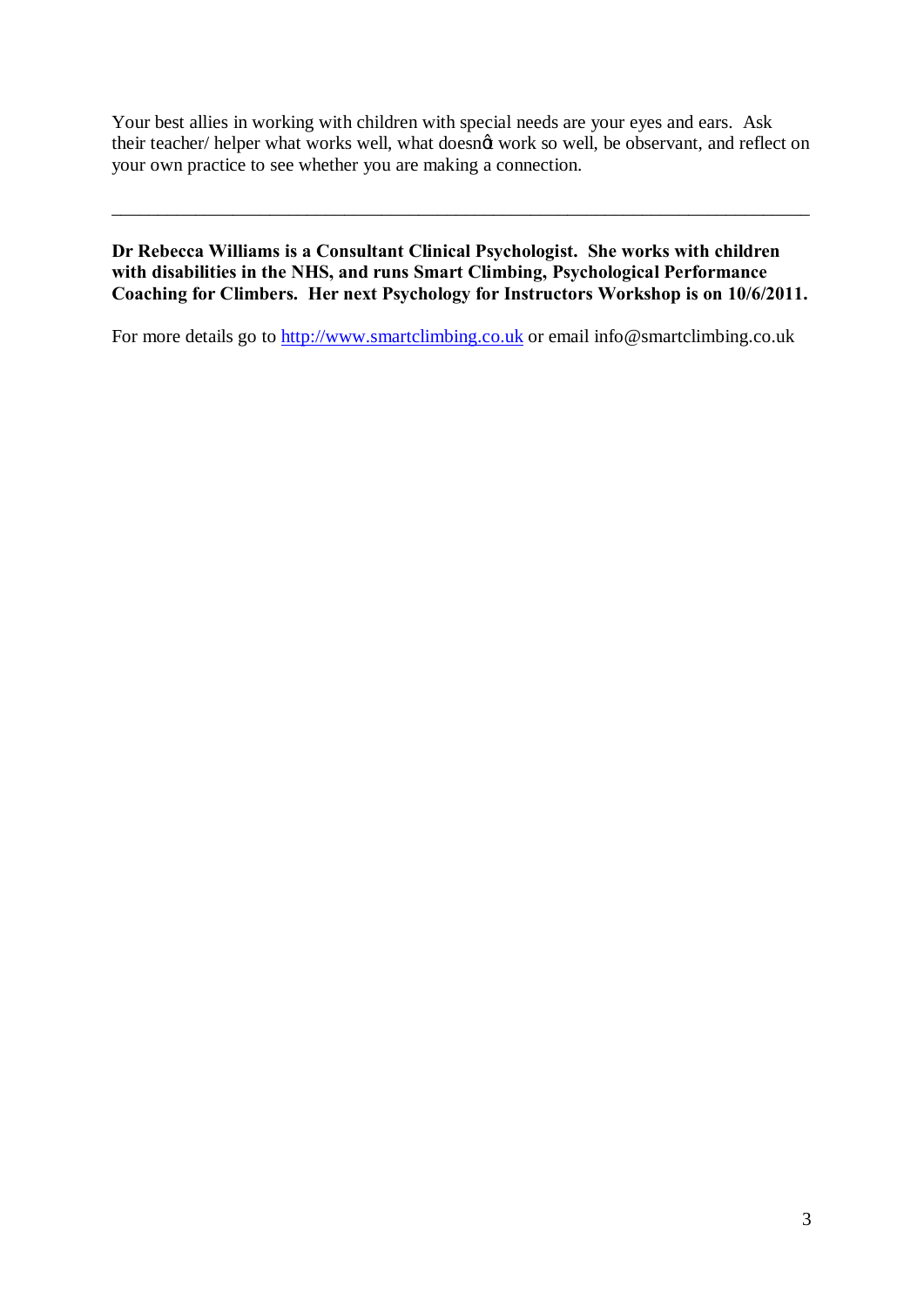Your best allies in working with children with special needs are your eyes and ears. Ask their teacher/ helper what works well, what doesnõt work so well, be observant, and reflect on your own practice to see whether you are making a connection.

---

**Dr Rebecca Williams is a Consultant Clinical Psychologist. She works with children with disabilities in the NHS, and runs Smart Climbing, Psychological Performance Coaching for Climbers. Her next Psychology for Instructors Workshop is on 10/6/2011.**

For more details go to [http://www.smartclimbing.co.uk](http://www.smartclimbing.co.uk) or email info@smartclimbing.co.uk